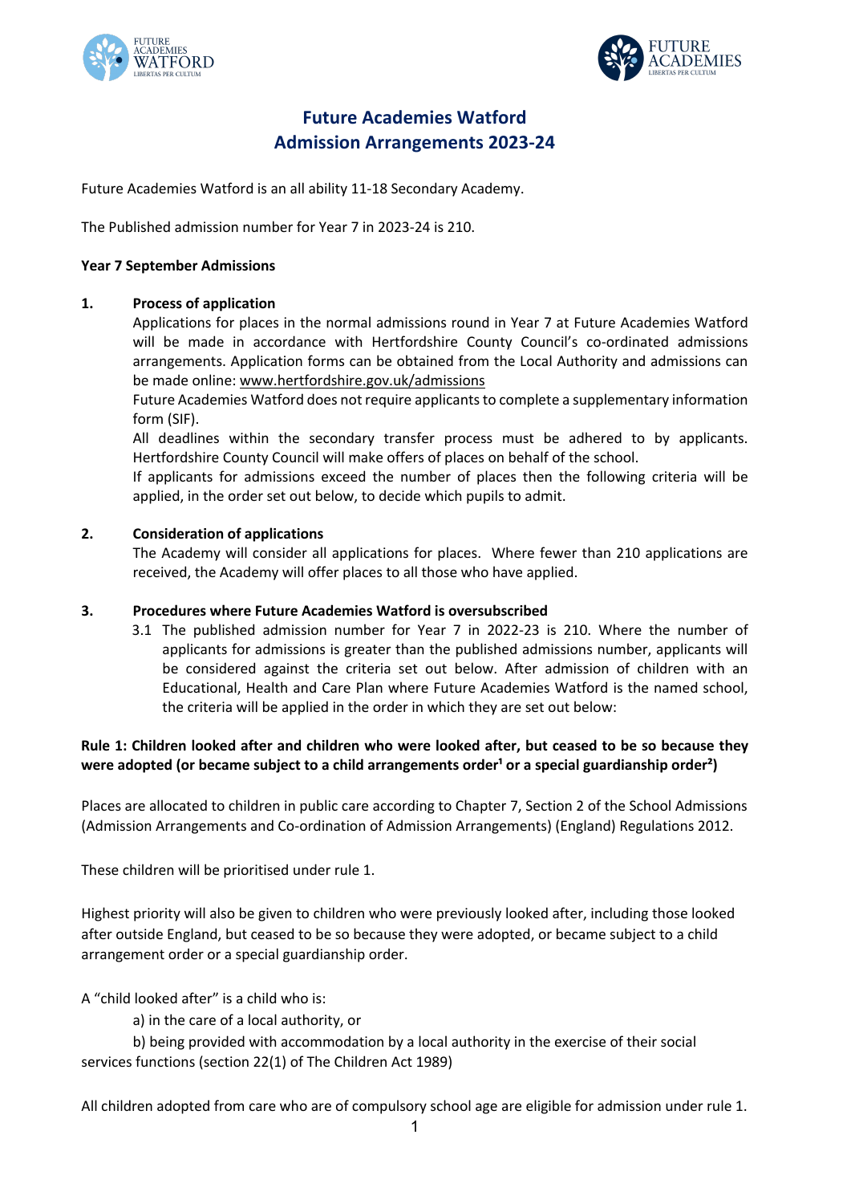# Future Academies Watford
# Admission Arrangements 2023-24

Future Academies Watford is an all ability 11-18 Secondary Academy.

The Published admission number for Year 7 in 2023-24 is 210.

**Year 7 September Admissions**

**1. Process of application**

Applications for places in the normal admissions round in Year 7 at Future Academies Watford will be made in accordance with Hertfordshire County Council's co-ordinated admissions arrangements. Application forms can be obtained from the Local Authority and admissions can be made online: www.hertfordshire.gov.uk/admissions

Future Academies Watford does not require applicants to complete a supplementary information form (SIF).

All deadlines within the secondary transfer process must be adhered to by applicants. Hertfordshire County Council will make offers of places on behalf of the school.

If applicants for admissions exceed the number of places then the following criteria will be applied, in the order set out below, to decide which pupils to admit.

**2. Consideration of applications**

The Academy will consider all applications for places. Where fewer than 210 applications are received, the Academy will offer places to all those who have applied.

**3. Procedures where Future Academies Watford is oversubscribed**

3.1 The published admission number for Year 7 in 2022-23 is 210. Where the number of applicants for admissions is greater than the published admissions number, applicants will be considered against the criteria set out below. After admission of children with an Educational, Health and Care Plan where Future Academies Watford is the named school, the criteria will be applied in the order in which they are set out below:

**Rule 1: Children looked after and children who were looked after, but ceased to be so because they were adopted (or became subject to a child arrangements order[1] or a special guardianship order[2])**

Places are allocated to children in public care according to Chapter 7, Section 2 of the School Admissions (Admission Arrangements and Co-ordination of Admission Arrangements) (England) Regulations 2012.

These children will be prioritised under rule 1.

Highest priority will also be given to children who were previously looked after, including those looked after outside England, but ceased to be so because they were adopted, or became subject to a child arrangement order or a special guardianship order.

A "child looked after" is a child who is:

a) in the care of a local authority, or

b) being provided with accommodation by a local authority in the exercise of their social services functions (section 22(1) of The Children Act 1989)

All children adopted from care who are of compulsory school age are eligible for admission under rule 1.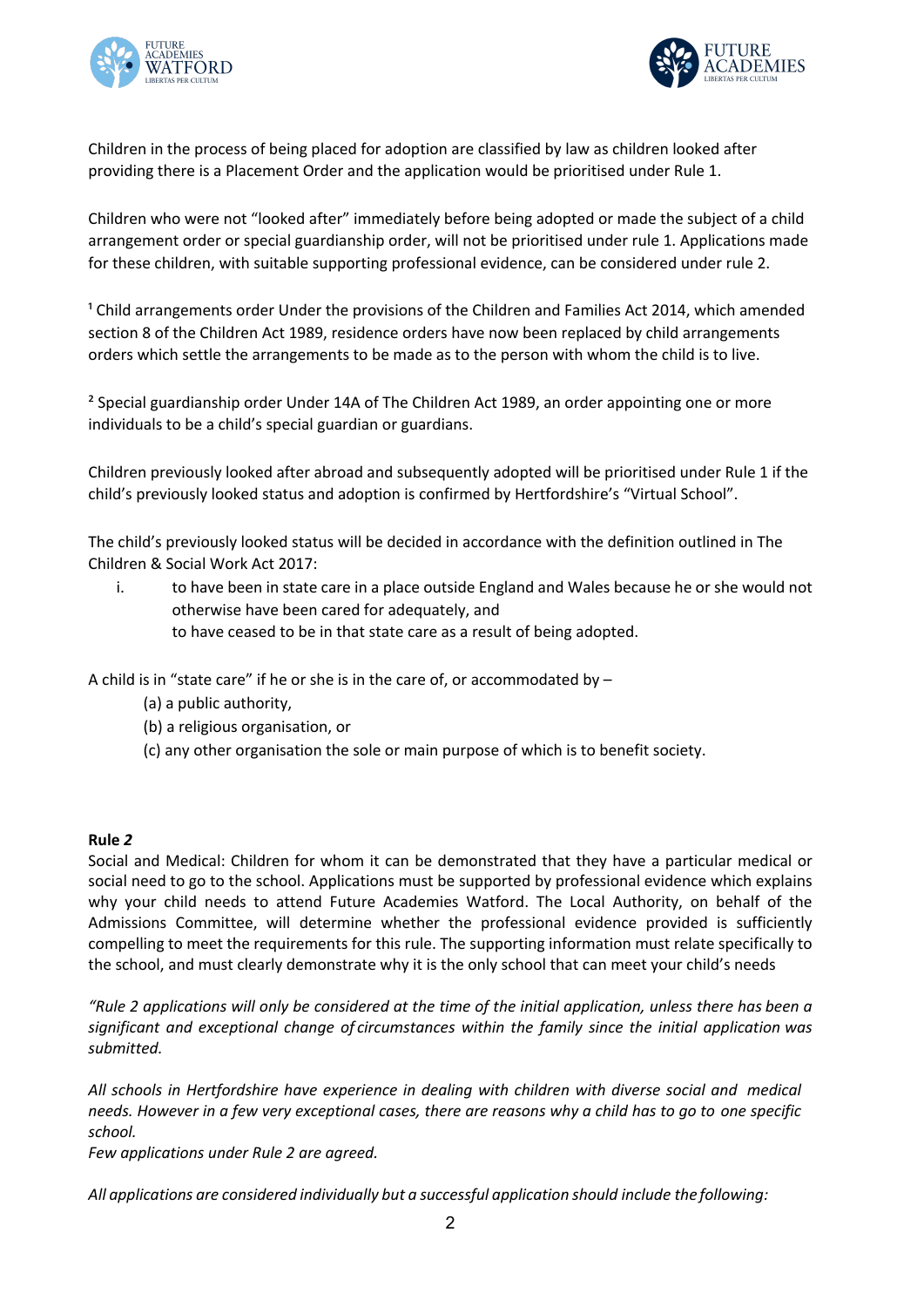Children in the process of being placed for adoption are classified by law as children looked after providing there is a Placement Order and the application would be prioritised under Rule 1.

Children who were not "looked after" immediately before being adopted or made the subject of a child arrangement order or special guardianship order, will not be prioritised under rule 1. Applications made for these children, with suitable supporting professional evidence, can be considered under rule 2.

[1] Child arrangements order Under the provisions of the Children and Families Act 2014, which amended section 8 of the Children Act 1989, residence orders have now been replaced by child arrangements orders which settle the arrangements to be made as to the person with whom the child is to live.

[2] Special guardianship order Under 14A of The Children Act 1989, an order appointing one or more individuals to be a child's special guardian or guardians.

Children previously looked after abroad and subsequently adopted will be prioritised under Rule 1 if the child's previously looked status and adoption is confirmed by Hertfordshire's "Virtual School".

The child's previously looked status will be decided in accordance with the definition outlined in The Children & Social Work Act 2017:

i. to have been in state care in a place outside England and Wales because he or she would not otherwise have been cared for adequately, and
   to have ceased to be in that state care as a result of being adopted.

A child is in "state care" if he or she is in the care of, or accommodated by –

(a) a public authority,
(b) a religious organisation, or
(c) any other organisation the sole or main purpose of which is to benefit society.

**Rule *2***

Social and Medical: Children for whom it can be demonstrated that they have a particular medical or social need to go to the school. Applications must be supported by professional evidence which explains why your child needs to attend Future Academies Watford. The Local Authority, on behalf of the Admissions Committee, will determine whether the professional evidence provided is sufficiently compelling to meet the requirements for this rule. The supporting information must relate specifically to the school, and must clearly demonstrate why it is the only school that can meet your child's needs

*"Rule 2 applications will only be considered at the time of the initial application, unless there has been a significant and exceptional change of circumstances within the family since the initial application was submitted.*

*All schools in Hertfordshire have experience in dealing with children with diverse social and medical needs. However in a few very exceptional cases, there are reasons why a child has to go to one specific school.*
*Few applications under Rule 2 are agreed.*

*All applications are considered individually but a successful application should include the following:*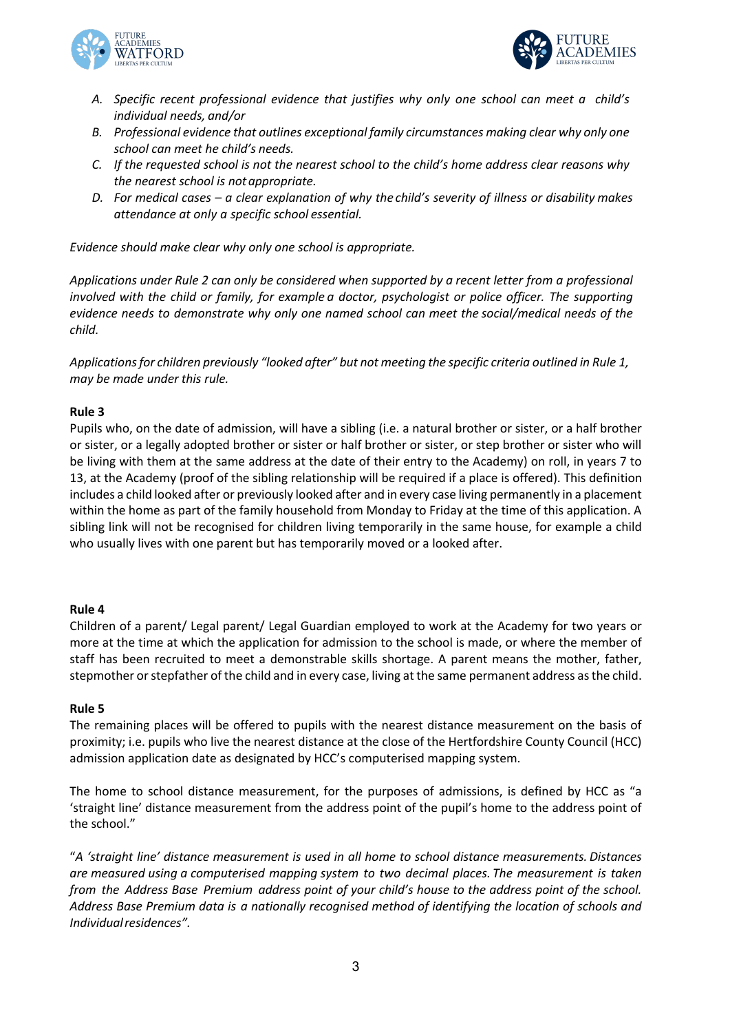A. *Specific recent professional evidence that justifies why only one school can meet a child's individual needs, and/or*
B. *Professional evidence that outlines exceptional family circumstances making clear why only one school can meet he child's needs.*
C. *If the requested school is not the nearest school to the child's home address clear reasons why the nearest school is not appropriate.*
D. *For medical cases – a clear explanation of why the child's severity of illness or disability makes attendance at only a specific school essential.*

*Evidence should make clear why only one school is appropriate.*

*Applications under Rule 2 can only be considered when supported by a recent letter from a professional involved with the child or family, for example a doctor, psychologist or police officer. The supporting evidence needs to demonstrate why only one named school can meet the social/medical needs of the child.*

*Applications for children previously "looked after" but not meeting the specific criteria outlined in Rule 1, may be made under this rule.*

**Rule 3**

Pupils who, on the date of admission, will have a sibling (i.e. a natural brother or sister, or a half brother or sister, or a legally adopted brother or sister or half brother or sister, or step brother or sister who will be living with them at the same address at the date of their entry to the Academy) on roll, in years 7 to 13, at the Academy (proof of the sibling relationship will be required if a place is offered). This definition includes a child looked after or previously looked after and in every case living permanently in a placement within the home as part of the family household from Monday to Friday at the time of this application. A sibling link will not be recognised for children living temporarily in the same house, for example a child who usually lives with one parent but has temporarily moved or a looked after.

**Rule 4**

Children of a parent/ Legal parent/ Legal Guardian employed to work at the Academy for two years or more at the time at which the application for admission to the school is made, or where the member of staff has been recruited to meet a demonstrable skills shortage. A parent means the mother, father, stepmother or stepfather of the child and in every case, living at the same permanent address as the child.

**Rule 5**

The remaining places will be offered to pupils with the nearest distance measurement on the basis of proximity; i.e. pupils who live the nearest distance at the close of the Hertfordshire County Council (HCC) admission application date as designated by HCC's computerised mapping system.

The home to school distance measurement, for the purposes of admissions, is defined by HCC as "a 'straight line' distance measurement from the address point of the pupil's home to the address point of the school."

"*A 'straight line' distance measurement is used in all home to school distance measurements. Distances are measured using a computerised mapping system to two decimal places. The measurement is taken from the Address Base Premium address point of your child's house to the address point of the school. Address Base Premium data is a nationally recognised method of identifying the location of schools and Individual residences".*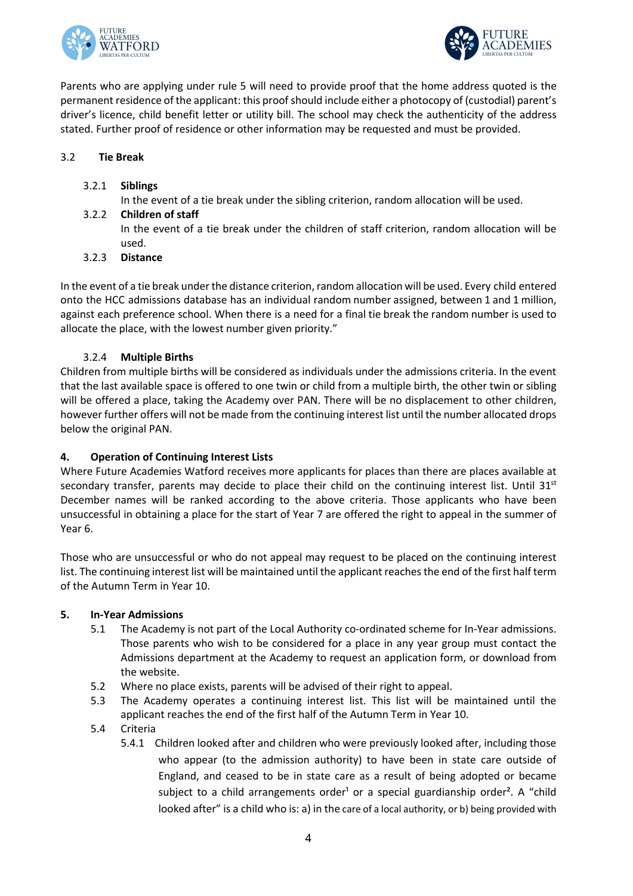Parents who are applying under rule 5 will need to provide proof that the home address quoted is the permanent residence of the applicant: this proof should include either a photocopy of (custodial) parent's driver's licence, child benefit letter or utility bill. The school may check the authenticity of the address stated. Further proof of residence or other information may be requested and must be provided.

### 3.2 Tie Break

**3.2.1 Siblings**

In the event of a tie break under the sibling criterion, random allocation will be used.

**3.2.2 Children of staff**

In the event of a tie break under the children of staff criterion, random allocation will be used.

**3.2.3 Distance**

In the event of a tie break under the distance criterion, random allocation will be used. Every child entered onto the HCC admissions database has an individual random number assigned, between 1 and 1 million, against each preference school. When there is a need for a final tie break the random number is used to allocate the place, with the lowest number given priority."

**3.2.4 Multiple Births**

Children from multiple births will be considered as individuals under the admissions criteria. In the event that the last available space is offered to one twin or child from a multiple birth, the other twin or sibling will be offered a place, taking the Academy over PAN. There will be no displacement to other children, however further offers will not be made from the continuing interest list until the number allocated drops below the original PAN.

## 4. Operation of Continuing Interest Lists

Where Future Academies Watford receives more applicants for places than there are places available at secondary transfer, parents may decide to place their child on the continuing interest list. Until 31st December names will be ranked according to the above criteria. Those applicants who have been unsuccessful in obtaining a place for the start of Year 7 are offered the right to appeal in the summer of Year 6.

Those who are unsuccessful or who do not appeal may request to be placed on the continuing interest list. The continuing interest list will be maintained until the applicant reaches the end of the first half term of the Autumn Term in Year 10.

## 5. In-Year Admissions

5.1 The Academy is not part of the Local Authority co-ordinated scheme for In-Year admissions. Those parents who wish to be considered for a place in any year group must contact the Admissions department at the Academy to request an application form, or download from the website.

5.2 Where no place exists, parents will be advised of their right to appeal.

5.3 The Academy operates a continuing interest list. This list will be maintained until the applicant reaches the end of the first half of the Autumn Term in Year 10.

5.4 Criteria

5.4.1 Children looked after and children who were previously looked after, including those who appear (to the admission authority) to have been in state care outside of England, and ceased to be in state care as a result of being adopted or became subject to a child arrangements order[1] or a special guardianship order[2]. A "child looked after" is a child who is: a) in the care of a local authority, or b) being provided with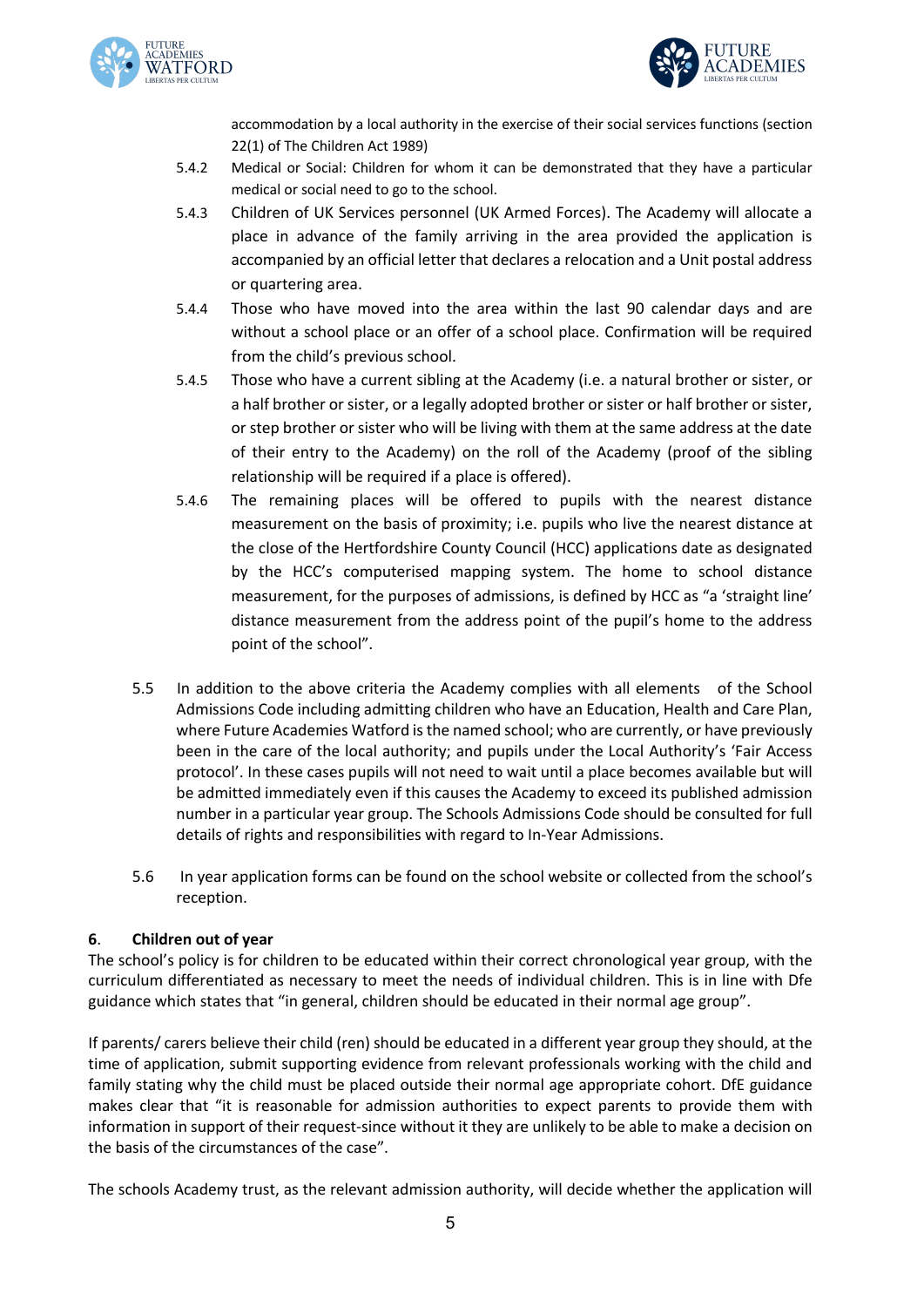accommodation by a local authority in the exercise of their social services functions (section 22(1) of The Children Act 1989)

5.4.2 Medical or Social: Children for whom it can be demonstrated that they have a particular medical or social need to go to the school.

5.4.3 Children of UK Services personnel (UK Armed Forces). The Academy will allocate a place in advance of the family arriving in the area provided the application is accompanied by an official letter that declares a relocation and a Unit postal address or quartering area.

5.4.4 Those who have moved into the area within the last 90 calendar days and are without a school place or an offer of a school place. Confirmation will be required from the child's previous school.

5.4.5 Those who have a current sibling at the Academy (i.e. a natural brother or sister, or a half brother or sister, or a legally adopted brother or sister or half brother or sister, or step brother or sister who will be living with them at the same address at the date of their entry to the Academy) on the roll of the Academy (proof of the sibling relationship will be required if a place is offered).

5.4.6 The remaining places will be offered to pupils with the nearest distance measurement on the basis of proximity; i.e. pupils who live the nearest distance at the close of the Hertfordshire County Council (HCC) applications date as designated by the HCC's computerised mapping system. The home to school distance measurement, for the purposes of admissions, is defined by HCC as "a 'straight line' distance measurement from the address point of the pupil's home to the address point of the school".

5.5 In addition to the above criteria the Academy complies with all elements of the School Admissions Code including admitting children who have an Education, Health and Care Plan, where Future Academies Watford is the named school; who are currently, or have previously been in the care of the local authority; and pupils under the Local Authority's 'Fair Access protocol'. In these cases pupils will not need to wait until a place becomes available but will be admitted immediately even if this causes the Academy to exceed its published admission number in a particular year group. The Schools Admissions Code should be consulted for full details of rights and responsibilities with regard to In-Year Admissions.

5.6 In year application forms can be found on the school website or collected from the school's reception.

## 6. Children out of year

The school's policy is for children to be educated within their correct chronological year group, with the curriculum differentiated as necessary to meet the needs of individual children. This is in line with Dfe guidance which states that "in general, children should be educated in their normal age group".

If parents/ carers believe their child (ren) should be educated in a different year group they should, at the time of application, submit supporting evidence from relevant professionals working with the child and family stating why the child must be placed outside their normal age appropriate cohort. DfE guidance makes clear that "it is reasonable for admission authorities to expect parents to provide them with information in support of their request-since without it they are unlikely to be able to make a decision on the basis of the circumstances of the case".

The schools Academy trust, as the relevant admission authority, will decide whether the application will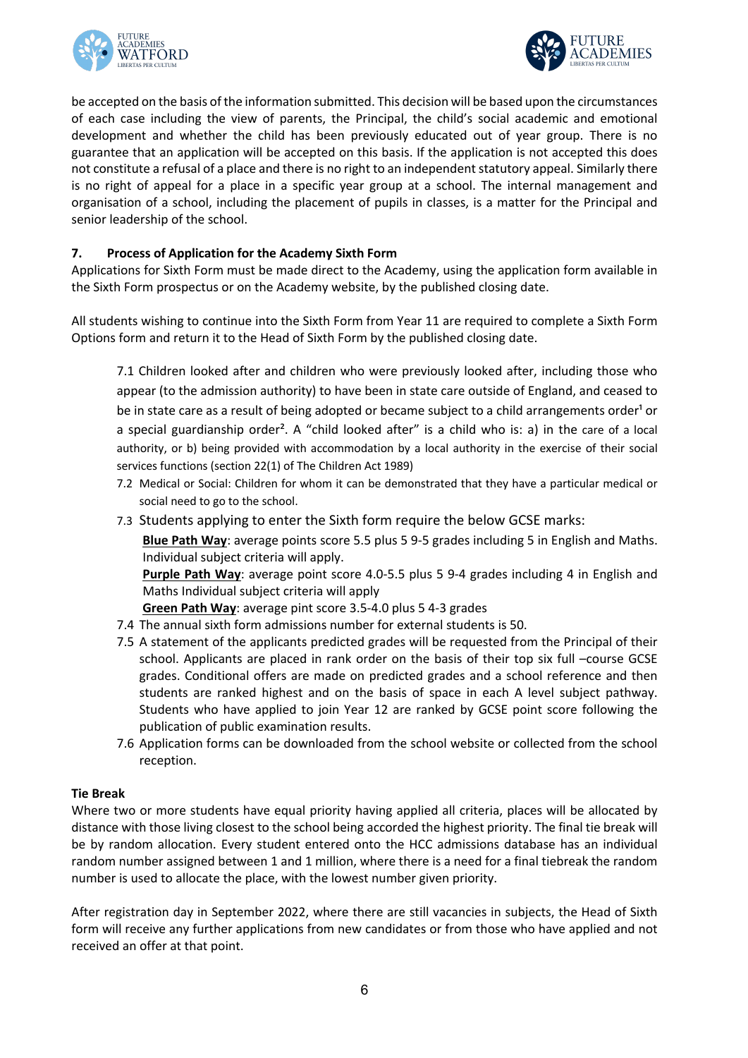be accepted on the basis of the information submitted. This decision will be based upon the circumstances of each case including the view of parents, the Principal, the child's social academic and emotional development and whether the child has been previously educated out of year group. There is no guarantee that an application will be accepted on this basis. If the application is not accepted this does not constitute a refusal of a place and there is no right to an independent statutory appeal. Similarly there is no right of appeal for a place in a specific year group at a school. The internal management and organisation of a school, including the placement of pupils in classes, is a matter for the Principal and senior leadership of the school.

### 7. Process of Application for the Academy Sixth Form

Applications for Sixth Form must be made direct to the Academy, using the application form available in the Sixth Form prospectus or on the Academy website, by the published closing date.

All students wishing to continue into the Sixth Form from Year 11 are required to complete a Sixth Form Options form and return it to the Head of Sixth Form by the published closing date.

7.1 Children looked after and children who were previously looked after, including those who appear (to the admission authority) to have been in state care outside of England, and ceased to be in state care as a result of being adopted or became subject to a child arrangements order[1] or a special guardianship order[2]. A "child looked after" is a child who is: a) in the care of a local authority, or b) being provided with accommodation by a local authority in the exercise of their social services functions (section 22(1) of The Children Act 1989)

7.2 Medical or Social: Children for whom it can be demonstrated that they have a particular medical or social need to go to the school.

7.3 Students applying to enter the Sixth form require the below GCSE marks:
**Blue Path Way**: average points score 5.5 plus 5 9-5 grades including 5 in English and Maths. Individual subject criteria will apply.
**Purple Path Way**: average point score 4.0-5.5 plus 5 9-4 grades including 4 in English and Maths Individual subject criteria will apply
**Green Path Way**: average pint score 3.5-4.0 plus 5 4-3 grades

7.4 The annual sixth form admissions number for external students is 50.

7.5 A statement of the applicants predicted grades will be requested from the Principal of their school. Applicants are placed in rank order on the basis of their top six full –course GCSE grades. Conditional offers are made on predicted grades and a school reference and then students are ranked highest and on the basis of space in each A level subject pathway. Students who have applied to join Year 12 are ranked by GCSE point score following the publication of public examination results.

7.6 Application forms can be downloaded from the school website or collected from the school reception.

**Tie Break**

Where two or more students have equal priority having applied all criteria, places will be allocated by distance with those living closest to the school being accorded the highest priority. The final tie break will be by random allocation. Every student entered onto the HCC admissions database has an individual random number assigned between 1 and 1 million, where there is a need for a final tiebreak the random number is used to allocate the place, with the lowest number given priority.

After registration day in September 2022, where there are still vacancies in subjects, the Head of Sixth form will receive any further applications from new candidates or from those who have applied and not received an offer at that point.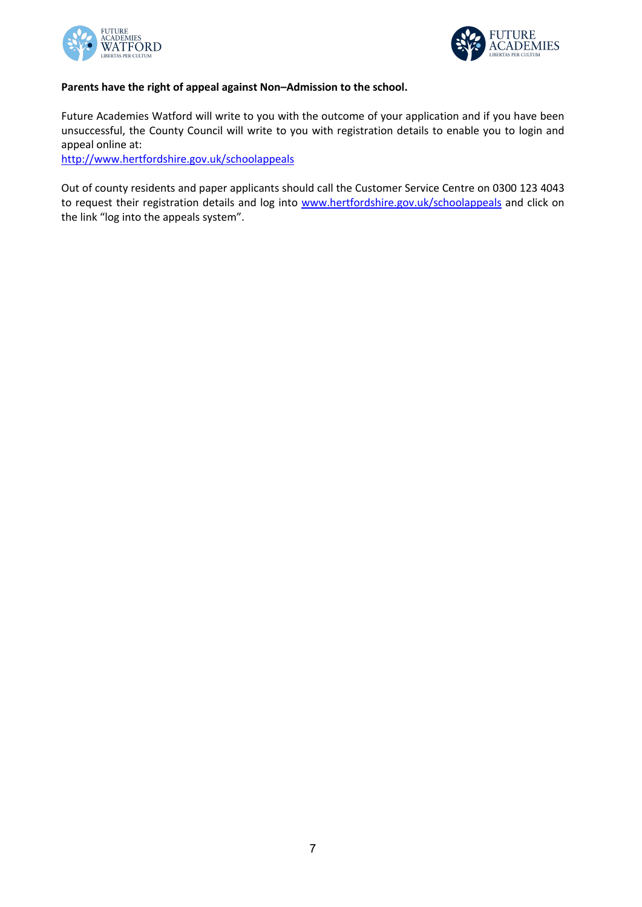**Parents have the right of appeal against Non–Admission to the school.**

Future Academies Watford will write to you with the outcome of your application and if you have been unsuccessful, the County Council will write to you with registration details to enable you to login and appeal online at:
[http://www.hertfordshire.gov.uk/schoolappeals](http://www.hertfordshire.gov.uk/schoolappeals)

Out of county residents and paper applicants should call the Customer Service Centre on 0300 123 4043 to request their registration details and log into [www.hertfordshire.gov.uk/schoolappeals](http://www.hertfordshire.gov.uk/schoolappeals) and click on the link "log into the appeals system".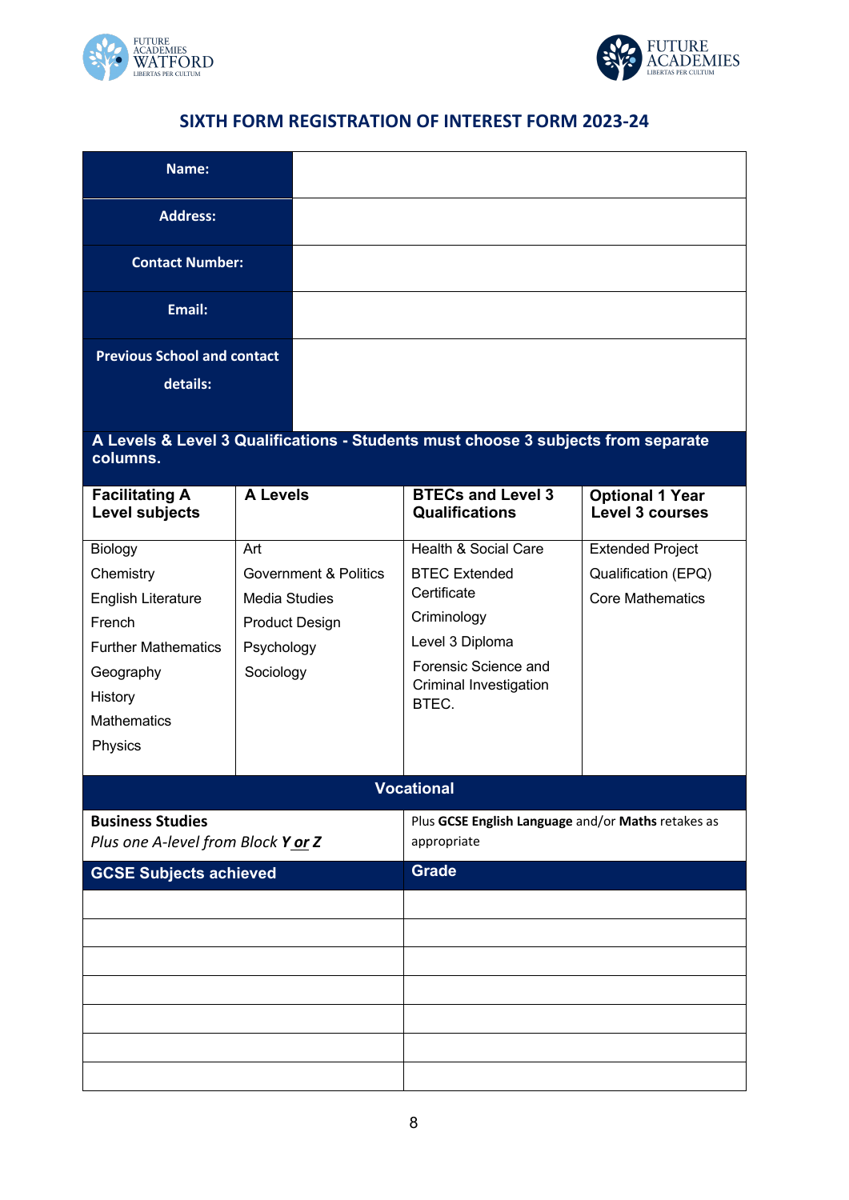# SIXTH FORM REGISTRATION OF INTEREST FORM 2023-24

| **Name:** | |
|---|---|
| **Address:** | |
| **Contact Number:** | |
| **Email:** | |
| **Previous School and contact details:** | |

**A Levels & Level 3 Qualifications - Students must choose 3 subjects from separate columns.**

| **Facilitating A Level subjects** | **A Levels** | **BTECs and Level 3 Qualifications** | **Optional 1 Year Level 3 courses** |
|---|---|---|---|
| Biology<br>Chemistry<br>English Literature<br>French<br>Further Mathematics<br>Geography<br>History<br>Mathematics<br>Physics | Art<br>Government & Politics<br>Media Studies<br>Product Design<br>Psychology<br>Sociology | Health & Social Care<br>BTEC Extended Certificate<br>Criminology<br>Level 3 Diploma<br>Forensic Science and Criminal Investigation BTEC. | Extended Project Qualification (EPQ)<br>Core Mathematics |

**Vocational**

| **Business Studies**<br>*Plus one A-level from Block **Y** **or** **Z*** | Plus **GCSE English Language** and/or **Maths** retakes as appropriate |
|---|---|

| **GCSE Subjects achieved** | **Grade** |
|---|---|
| | |
| | |
| | |
| | |
| | |
| | |
| | |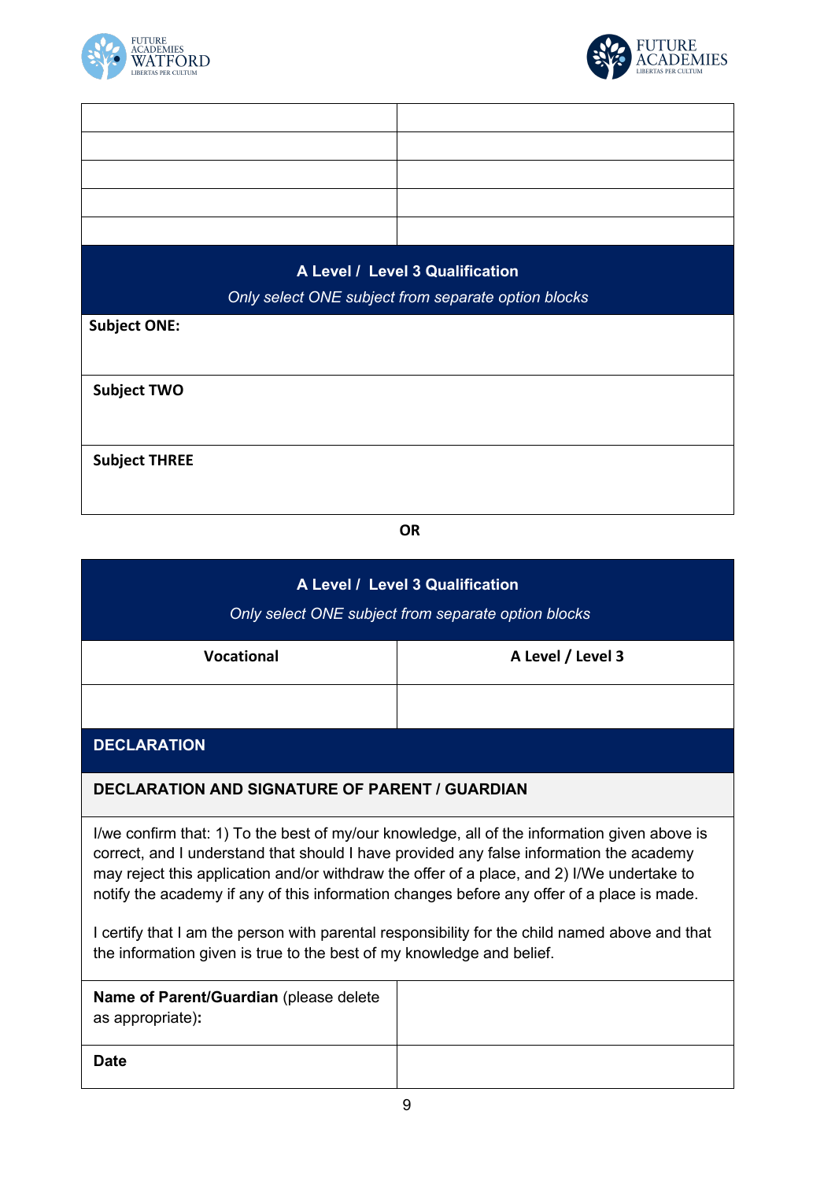| | |
|---|---|
| | |
| | |
| | |
| | |
| | |

## A Level / Level 3 Qualification

*Only select ONE subject from separate option blocks*

| | |
|---|---|
| **Subject ONE:** | |
| **Subject TWO** | |
| **Subject THREE** | |

**OR**

## A Level / Level 3 Qualification

*Only select ONE subject from separate option blocks*

| Vocational | A Level / Level 3 |
|---|---|
| | |

## DECLARATION

### DECLARATION AND SIGNATURE OF PARENT / GUARDIAN

I/we confirm that: 1) To the best of my/our knowledge, all of the information given above is correct, and I understand that should I have provided any false information the academy may reject this application and/or withdraw the offer of a place, and 2) I/We undertake to notify the academy if any of this information changes before any offer of a place is made.

I certify that I am the person with parental responsibility for the child named above and that the information given is true to the best of my knowledge and belief.

| | |
|---|---|
| **Name of Parent/Guardian** (please delete as appropriate)**:** | |
| **Date** | |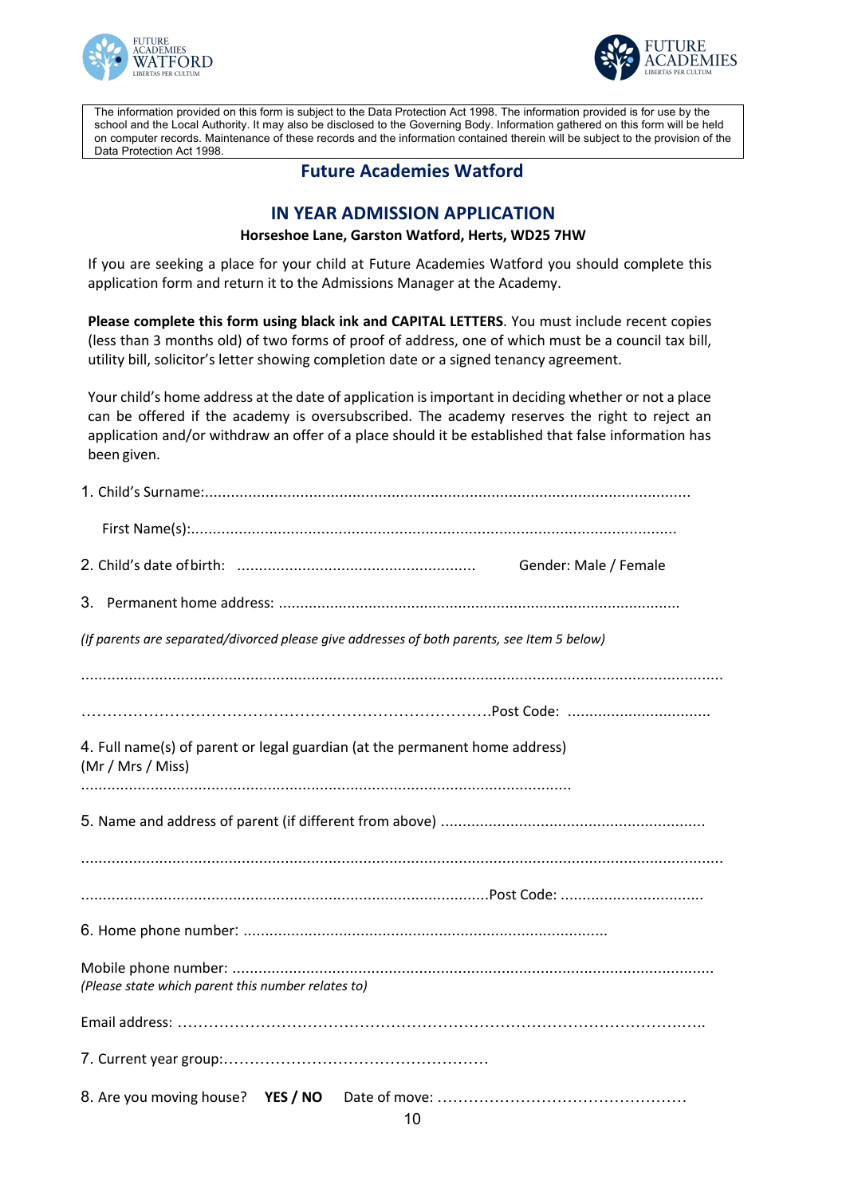The information provided on this form is subject to the Data Protection Act 1998. The information provided is for use by the school and the Local Authority. It may also be disclosed to the Governing Body. Information gathered on this form will be held on computer records. Maintenance of these records and the information contained therein will be subject to the provision of the Data Protection Act 1998.

## Future Academies Watford

## IN YEAR ADMISSION APPLICATION

**Horseshoe Lane, Garston Watford, Herts, WD25 7HW**

If you are seeking a place for your child at Future Academies Watford you should complete this application form and return it to the Admissions Manager at the Academy.

**Please complete this form using black ink and CAPITAL LETTERS**. You must include recent copies (less than 3 months old) of two forms of proof of address, one of which must be a council tax bill, utility bill, solicitor's letter showing completion date or a signed tenancy agreement.

Your child's home address at the date of application is important in deciding whether or not a place can be offered if the academy is oversubscribed. The academy reserves the right to reject an application and/or withdraw an offer of a place should it be established that false information has been given.

1. Child's Surname:.................................................................................................................

   First Name(s):.................................................................................................................

2. Child's date of birth: ........................................................ Gender: Male / Female

3. Permanent home address: .............................................................................................

*(If parents are separated/divorced please give addresses of both parents, see Item 5 below)*

...................................................................................................................................................

……………………………………………………………………….Post Code: .................................

4. Full name(s) of parent or legal guardian (at the permanent home address) (Mr / Mrs / Miss)

.................................................................................................................

5. Name and address of parent (if different from above) .............................................................

...................................................................................................................................................

.............................................................................................Post Code: .................................

6. Home phone number: ....................................................................................

Mobile phone number: ..............................................................................................................
*(Please state which parent this number relates to)*

Email address: ………………………………………………………………………………………..

7. Current year group:……………………………………………

8. Are you moving house? **YES / NO** Date of move: …………………………………………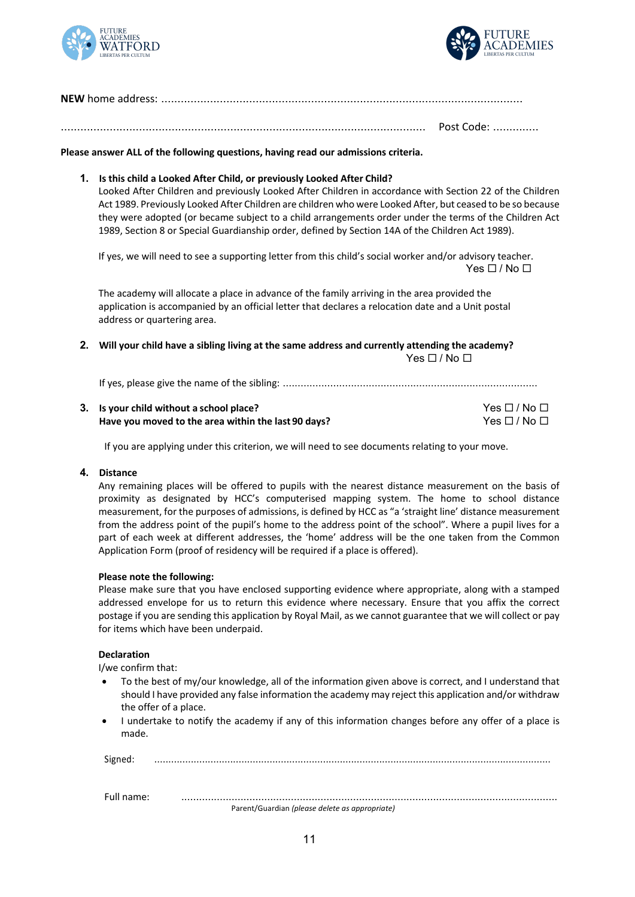**NEW** home address: ...............................................................................................................

................................................................................................................ Post Code: ..............

**Please answer ALL of the following questions, having read our admissions criteria.**

1. **Is this child a Looked After Child, or previously Looked After Child?**
   Looked After Children and previously Looked After Children in accordance with Section 22 of the Children Act 1989. Previously Looked After Children are children who were Looked After, but ceased to be so because they were adopted (or became subject to a child arrangements order under the terms of the Children Act 1989, Section 8 or Special Guardianship order, defined by Section 14A of the Children Act 1989).

   If yes, we will need to see a supporting letter from this child's social worker and/or advisory teacher.
   Yes ☐ / No ☐

   The academy will allocate a place in advance of the family arriving in the area provided the application is accompanied by an official letter that declares a relocation date and a Unit postal address or quartering area.

2. **Will your child have a sibling living at the same address and currently attending the academy?**
   Yes ☐ / No ☐

   If yes, please give the name of the sibling: ....................................................................................

3. **Is your child without a school place?** Yes ☐ / No ☐
   **Have you moved to the area within the last 90 days?** Yes ☐ / No ☐

   If you are applying under this criterion, we will need to see documents relating to your move.

4. **Distance**
   Any remaining places will be offered to pupils with the nearest distance measurement on the basis of proximity as designated by HCC's computerised mapping system. The home to school distance measurement, for the purposes of admissions, is defined by HCC as "a 'straight line' distance measurement from the address point of the pupil's home to the address point of the school". Where a pupil lives for a part of each week at different addresses, the 'home' address will be the one taken from the Common Application Form (proof of residency will be required if a place is offered).

**Please note the following:**
Please make sure that you have enclosed supporting evidence where appropriate, along with a stamped addressed envelope for us to return this evidence where necessary. Ensure that you affix the correct postage if you are sending this application by Royal Mail, as we cannot guarantee that we will collect or pay for items which have been underpaid.

**Declaration**
I/we confirm that:

- To the best of my/our knowledge, all of the information given above is correct, and I understand that should I have provided any false information the academy may reject this application and/or withdraw the offer of a place.
- I undertake to notify the academy if any of this information changes before any offer of a place is made.

Signed: ........................................................................................................................................

Full name: ........................................................................................................................................
Parent/Guardian *(please delete as appropriate)*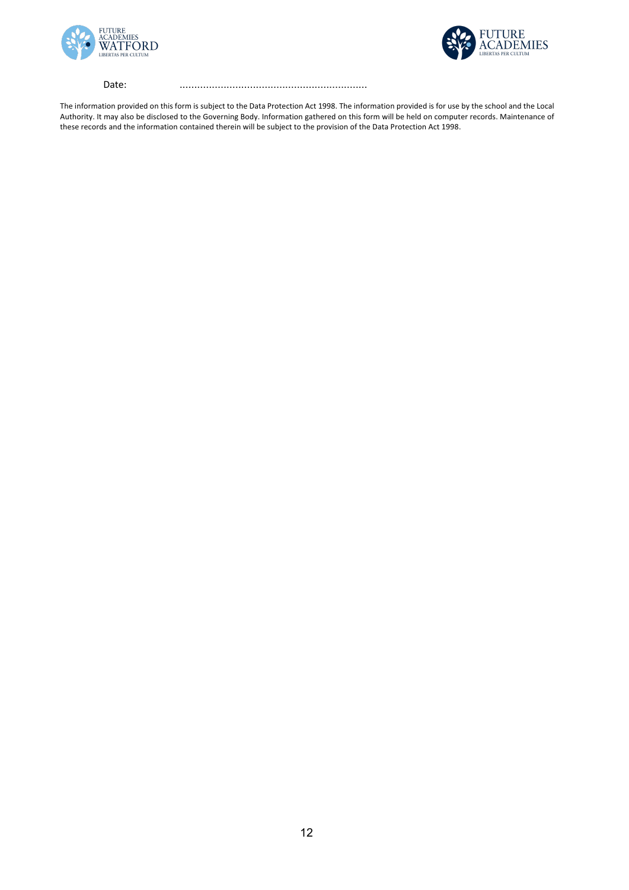Date: ................................................................

The information provided on this form is subject to the Data Protection Act 1998. The information provided is for use by the school and the Local Authority. It may also be disclosed to the Governing Body. Information gathered on this form will be held on computer records. Maintenance of these records and the information contained therein will be subject to the provision of the Data Protection Act 1998.